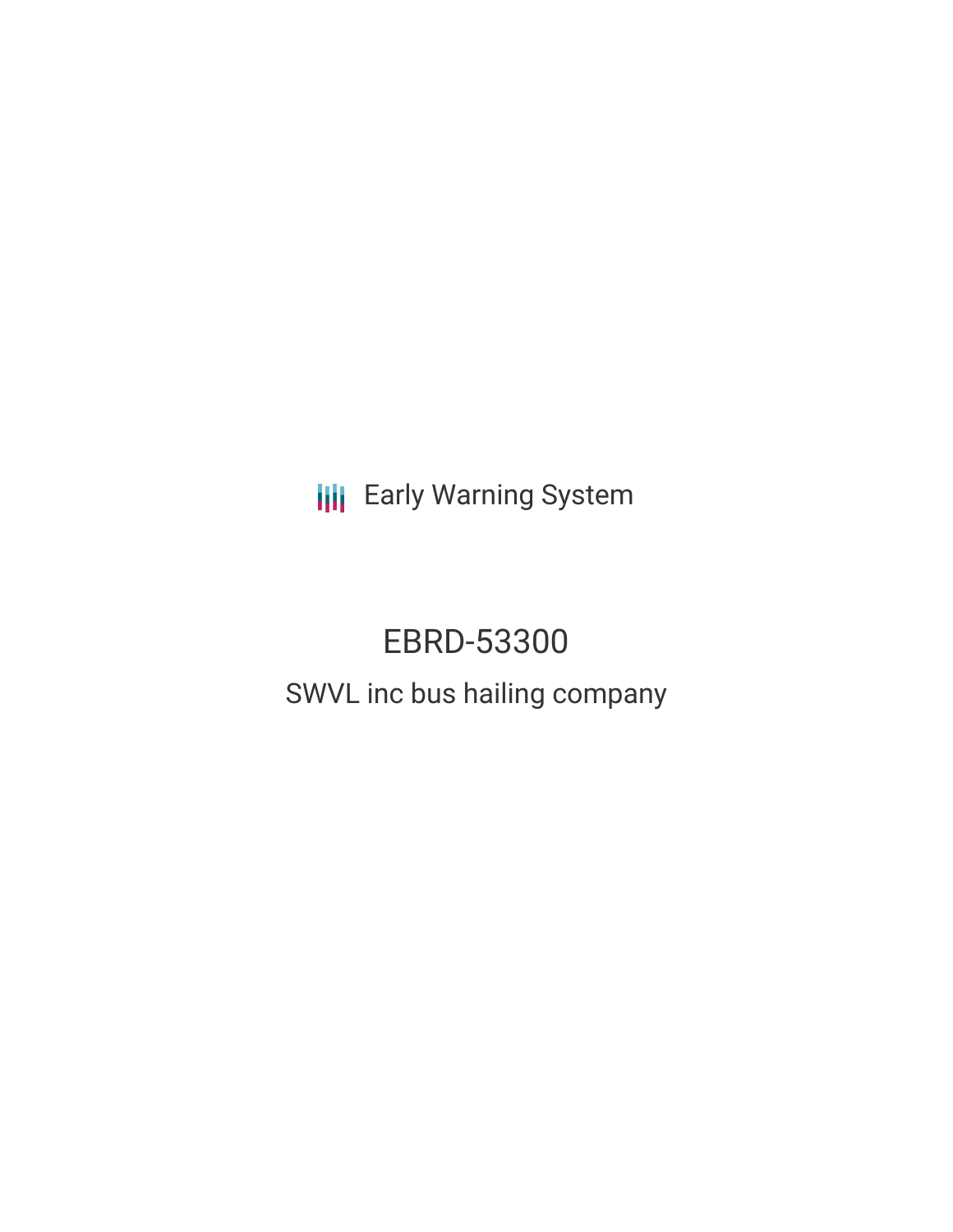Early Warning System

# EBRD-53300

## SWVL inc bus hailing company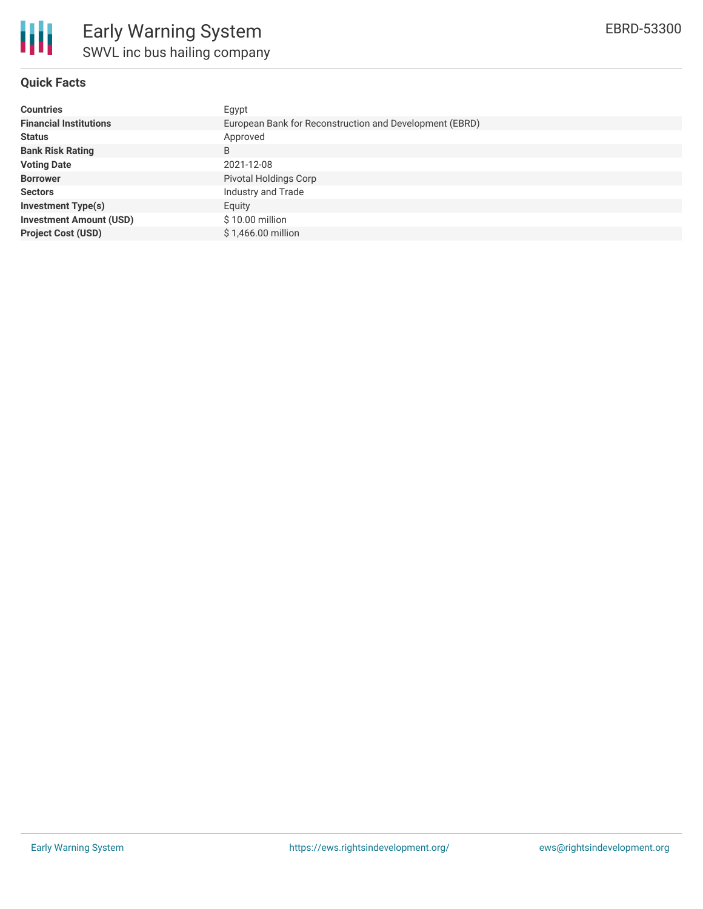# Early Warning System

## SWVL inc bus hailing company

EBRD-53300

### Quick Facts

| | |
|---|---|
| **Countries** | Egypt |
| **Financial Institutions** | European Bank for Reconstruction and Development (EBRD) |
| **Status** | Approved |
| **Bank Risk Rating** | B |
| **Voting Date** | 2021-12-08 |
| **Borrower** | Pivotal Holdings Corp |
| **Sectors** | Industry and Trade |
| **Investment Type(s)** | Equity |
| **Investment Amount (USD)** | $ 10.00 million |
| **Project Cost (USD)** | $ 1,466.00 million |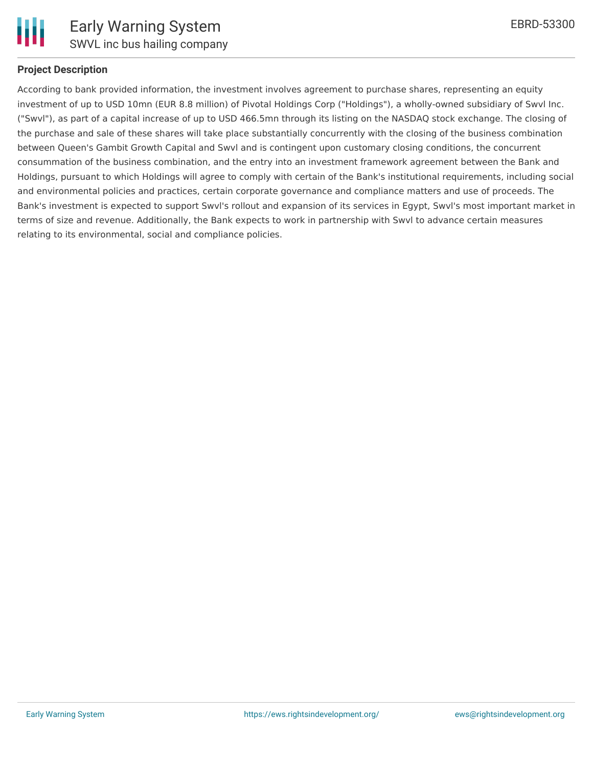## Project Description

According to bank provided information, the investment involves agreement to purchase shares, representing an equity investment of up to USD 10mn (EUR 8.8 million) of Pivotal Holdings Corp ("Holdings"), a wholly-owned subsidiary of Swvl Inc. ("Swvl"), as part of a capital increase of up to USD 466.5mn through its listing on the NASDAQ stock exchange. The closing of the purchase and sale of these shares will take place substantially concurrently with the closing of the business combination between Queen's Gambit Growth Capital and Swvl and is contingent upon customary closing conditions, the concurrent consummation of the business combination, and the entry into an investment framework agreement between the Bank and Holdings, pursuant to which Holdings will agree to comply with certain of the Bank's institutional requirements, including social and environmental policies and practices, certain corporate governance and compliance matters and use of proceeds. The Bank's investment is expected to support Swvl's rollout and expansion of its services in Egypt, Swvl's most important market in terms of size and revenue. Additionally, the Bank expects to work in partnership with Swvl to advance certain measures relating to its environmental, social and compliance policies.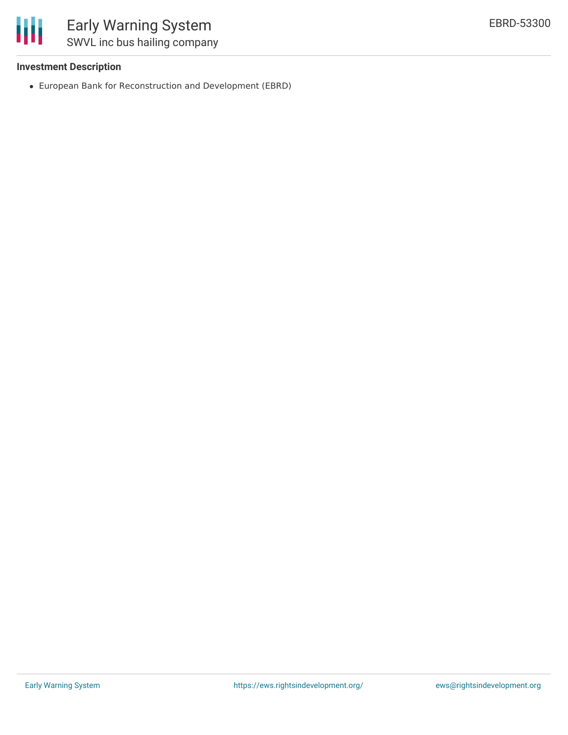### Investment Description

- European Bank for Reconstruction and Development (EBRD)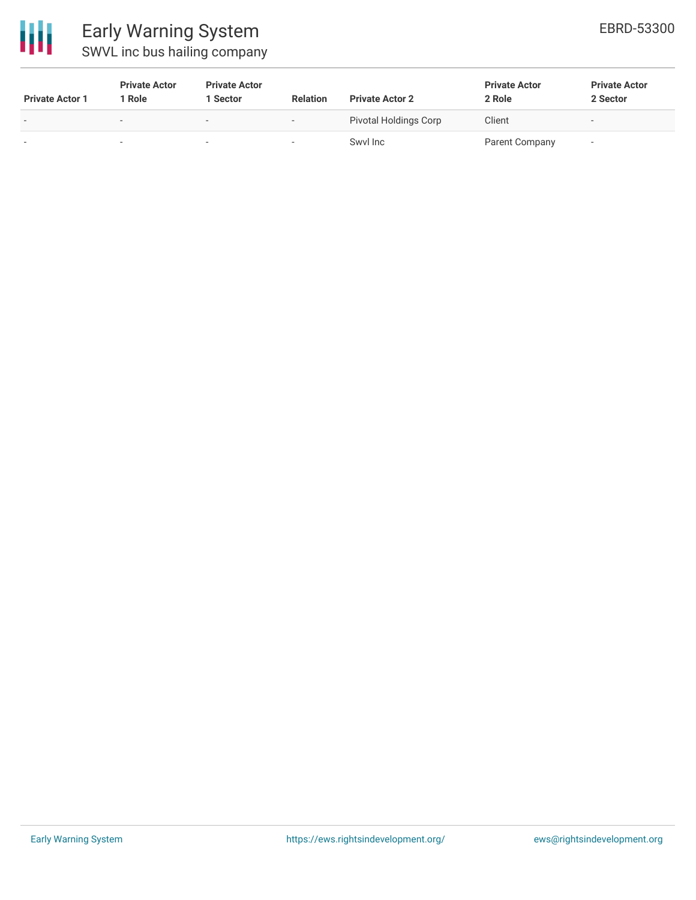| Private Actor 1 | Private Actor 1 Role | Private Actor 1 Sector | Relation | Private Actor 2 | Private Actor 2 Role | Private Actor 2 Sector |
|---|---|---|---|---|---|---|
| - | - | - | - | Pivotal Holdings Corp | Client | - |
| - | - | - | - | Swvl Inc | Parent Company | - |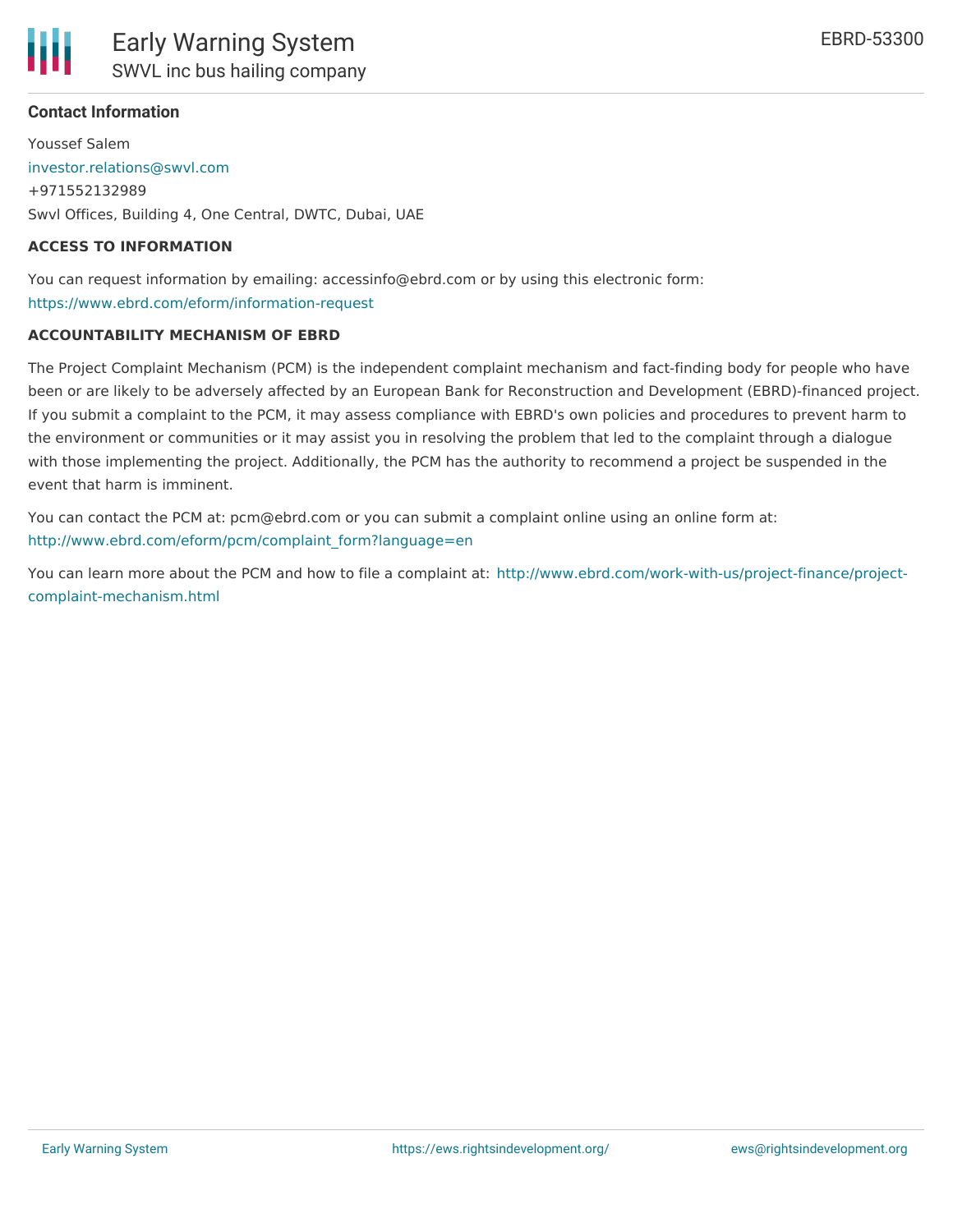**Contact Information**

Youssef Salem
investor.relations@swvl.com
+971552132989
Swvl Offices, Building 4, One Central, DWTC, Dubai, UAE

**ACCESS TO INFORMATION**

You can request information by emailing: accessinfo@ebrd.com or by using this electronic form: https://www.ebrd.com/eform/information-request

**ACCOUNTABILITY MECHANISM OF EBRD**

The Project Complaint Mechanism (PCM) is the independent complaint mechanism and fact-finding body for people who have been or are likely to be adversely affected by an European Bank for Reconstruction and Development (EBRD)-financed project. If you submit a complaint to the PCM, it may assess compliance with EBRD's own policies and procedures to prevent harm to the environment or communities or it may assist you in resolving the problem that led to the complaint through a dialogue with those implementing the project. Additionally, the PCM has the authority to recommend a project be suspended in the event that harm is imminent.

You can contact the PCM at: pcm@ebrd.com or you can submit a complaint online using an online form at: http://www.ebrd.com/eform/pcm/complaint_form?language=en

You can learn more about the PCM and how to file a complaint at: http://www.ebrd.com/work-with-us/project-finance/project-complaint-mechanism.html